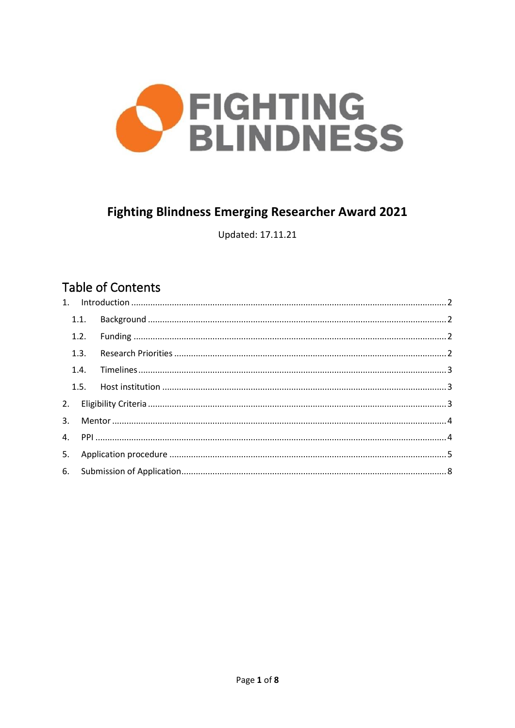FIGHTING BLINDNESS

# Fighting Blindness Emerging Researcher Award 2021

Updated: 17.11.21

## Table of Contents

1. Introduction ..... 2
   1.1. Background ..... 2
   1.2. Funding ..... 2
   1.3. Research Priorities ..... 2
   1.4. Timelines ..... 3
   1.5. Host institution ..... 3
2. Eligibility Criteria ..... 3
3. Mentor ..... 4
4. PPI ..... 4
5. Application procedure ..... 5
6. Submission of Application ..... 8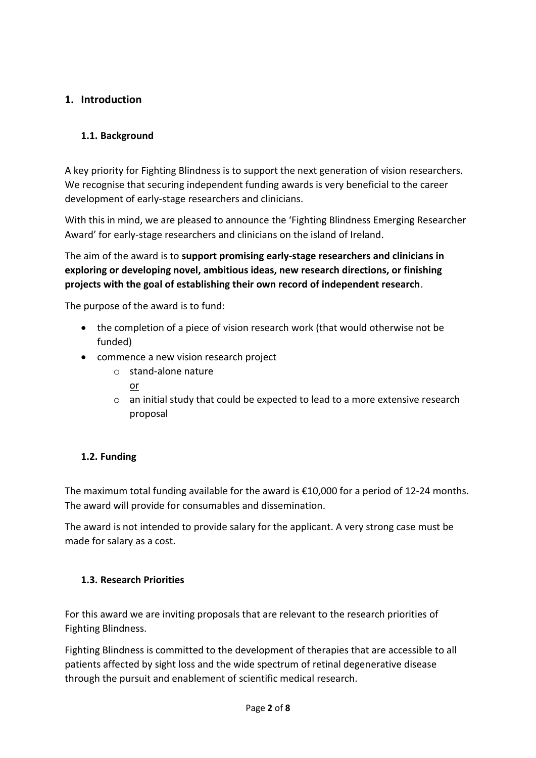# 1. Introduction

## 1.1. Background

A key priority for Fighting Blindness is to support the next generation of vision researchers. We recognise that securing independent funding awards is very beneficial to the career development of early-stage researchers and clinicians.

With this in mind, we are pleased to announce the 'Fighting Blindness Emerging Researcher Award' for early-stage researchers and clinicians on the island of Ireland.

The aim of the award is to **support promising early-stage researchers and clinicians in exploring or developing novel, ambitious ideas, new research directions, or finishing projects with the goal of establishing their own record of independent research**.

The purpose of the award is to fund:

- the completion of a piece of vision research work (that would otherwise not be funded)
- commence a new vision research project
  - stand-alone nature
    <u>or</u>
  - an initial study that could be expected to lead to a more extensive research proposal

## 1.2. Funding

The maximum total funding available for the award is €10,000 for a period of 12-24 months. The award will provide for consumables and dissemination.

The award is not intended to provide salary for the applicant. A very strong case must be made for salary as a cost.

## 1.3. Research Priorities

For this award we are inviting proposals that are relevant to the research priorities of Fighting Blindness.

Fighting Blindness is committed to the development of therapies that are accessible to all patients affected by sight loss and the wide spectrum of retinal degenerative disease through the pursuit and enablement of scientific medical research.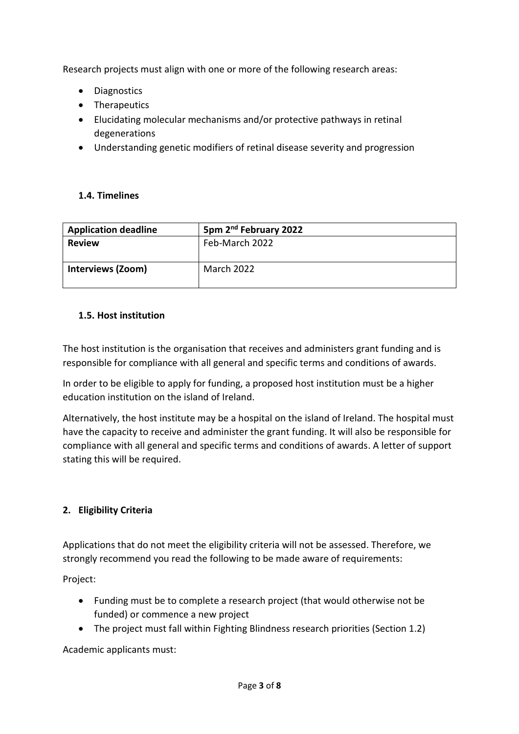Research projects must align with one or more of the following research areas:

- Diagnostics
- Therapeutics
- Elucidating molecular mechanisms and/or protective pathways in retinal degenerations
- Understanding genetic modifiers of retinal disease severity and progression

### 1.4. Timelines

| **Application deadline** | **5pm 2nd February 2022** |
| --- | --- |
| **Review** | Feb-March 2022 |
| **Interviews (Zoom)** | March 2022 |

### 1.5. Host institution

The host institution is the organisation that receives and administers grant funding and is responsible for compliance with all general and specific terms and conditions of awards.

In order to be eligible to apply for funding, a proposed host institution must be a higher education institution on the island of Ireland.

Alternatively, the host institute may be a hospital on the island of Ireland. The hospital must have the capacity to receive and administer the grant funding. It will also be responsible for compliance with all general and specific terms and conditions of awards. A letter of support stating this will be required.

## 2. Eligibility Criteria

Applications that do not meet the eligibility criteria will not be assessed. Therefore, we strongly recommend you read the following to be made aware of requirements:

Project:

- Funding must be to complete a research project (that would otherwise not be funded) or commence a new project
- The project must fall within Fighting Blindness research priorities (Section 1.2)

Academic applicants must: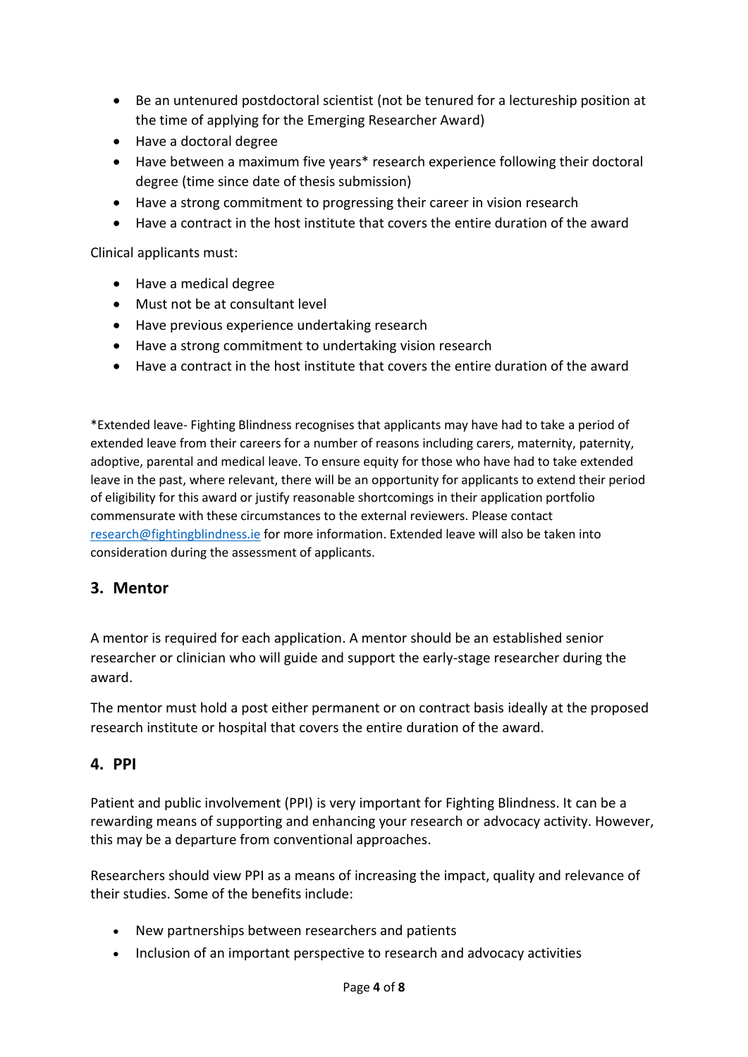- Be an untenured postdoctoral scientist (not be tenured for a lectureship position at the time of applying for the Emerging Researcher Award)
- Have a doctoral degree
- Have between a maximum five years* research experience following their doctoral degree (time since date of thesis submission)
- Have a strong commitment to progressing their career in vision research
- Have a contract in the host institute that covers the entire duration of the award

Clinical applicants must:

- Have a medical degree
- Must not be at consultant level
- Have previous experience undertaking research
- Have a strong commitment to undertaking vision research
- Have a contract in the host institute that covers the entire duration of the award

*Extended leave- Fighting Blindness recognises that applicants may have had to take a period of extended leave from their careers for a number of reasons including carers, maternity, paternity, adoptive, parental and medical leave. To ensure equity for those who have had to take extended leave in the past, where relevant, there will be an opportunity for applicants to extend their period of eligibility for this award or justify reasonable shortcomings in their application portfolio commensurate with these circumstances to the external reviewers. Please contact research@fightingblindness.ie for more information. Extended leave will also be taken into consideration during the assessment of applicants.

## 3. Mentor

A mentor is required for each application. A mentor should be an established senior researcher or clinician who will guide and support the early-stage researcher during the award.

The mentor must hold a post either permanent or on contract basis ideally at the proposed research institute or hospital that covers the entire duration of the award.

## 4. PPI

Patient and public involvement (PPI) is very important for Fighting Blindness. It can be a rewarding means of supporting and enhancing your research or advocacy activity. However, this may be a departure from conventional approaches.

Researchers should view PPI as a means of increasing the impact, quality and relevance of their studies. Some of the benefits include:

- New partnerships between researchers and patients
- Inclusion of an important perspective to research and advocacy activities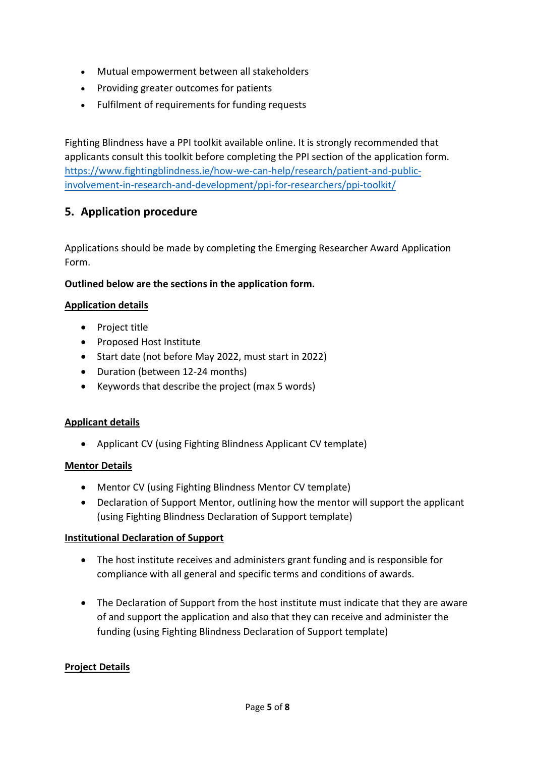- Mutual empowerment between all stakeholders
- Providing greater outcomes for patients
- Fulfilment of requirements for funding requests

Fighting Blindness have a PPI toolkit available online. It is strongly recommended that applicants consult this toolkit before completing the PPI section of the application form. [https://www.fightingblindness.ie/how-we-can-help/research/patient-and-public-involvement-in-research-and-development/ppi-for-researchers/ppi-toolkit/](https://www.fightingblindness.ie/how-we-can-help/research/patient-and-public-involvement-in-research-and-development/ppi-for-researchers/ppi-toolkit/)

## 5. Application procedure

Applications should be made by completing the Emerging Researcher Award Application Form.

**Outlined below are the sections in the application form.**

**Application details**

- Project title
- Proposed Host Institute
- Start date (not before May 2022, must start in 2022)
- Duration (between 12-24 months)
- Keywords that describe the project (max 5 words)

**Applicant details**

- Applicant CV (using Fighting Blindness Applicant CV template)

**Mentor Details**

- Mentor CV (using Fighting Blindness Mentor CV template)
- Declaration of Support Mentor, outlining how the mentor will support the applicant (using Fighting Blindness Declaration of Support template)

**Institutional Declaration of Support**

- The host institute receives and administers grant funding and is responsible for compliance with all general and specific terms and conditions of awards.
- The Declaration of Support from the host institute must indicate that they are aware of and support the application and also that they can receive and administer the funding (using Fighting Blindness Declaration of Support template)

**Project Details**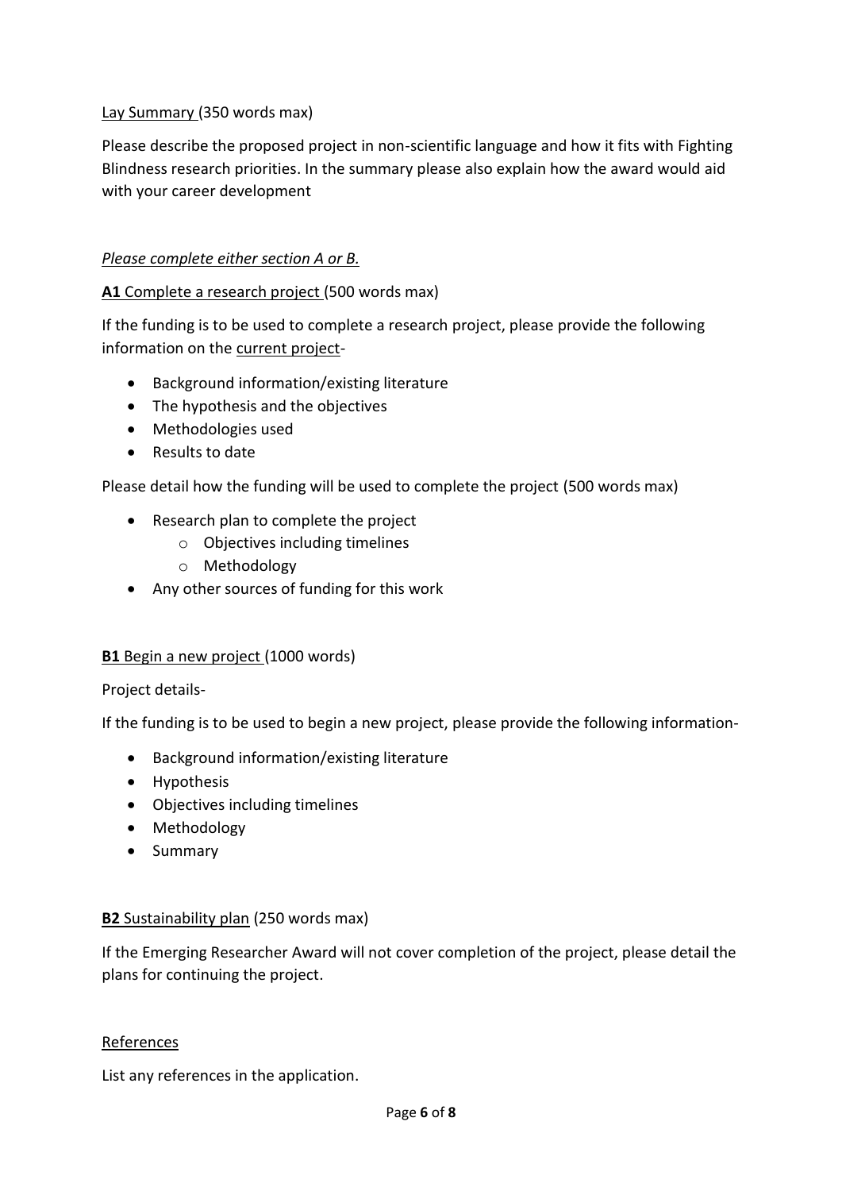<u>Lay Summary</u> (350 words max)

Please describe the proposed project in non-scientific language and how it fits with Fighting Blindness research priorities. In the summary please also explain how the award would aid with your career development

*<u>Please complete either section A or B.</u>*

**<u>A1</u>** <u>Complete a research project</u> (500 words max)

If the funding is to be used to complete a research project, please provide the following information on the <u>current project</u>-

- Background information/existing literature
- The hypothesis and the objectives
- Methodologies used
- Results to date

Please detail how the funding will be used to complete the project (500 words max)

- Research plan to complete the project
    - Objectives including timelines
    - Methodology
- Any other sources of funding for this work

**<u>B1</u>** <u>Begin a new project</u> (1000 words)

Project details-

If the funding is to be used to begin a new project, please provide the following information-

- Background information/existing literature
- Hypothesis
- Objectives including timelines
- Methodology
- Summary

**<u>B2</u>** <u>Sustainability plan</u> (250 words max)

If the Emerging Researcher Award will not cover completion of the project, please detail the plans for continuing the project.

<u>References</u>

List any references in the application.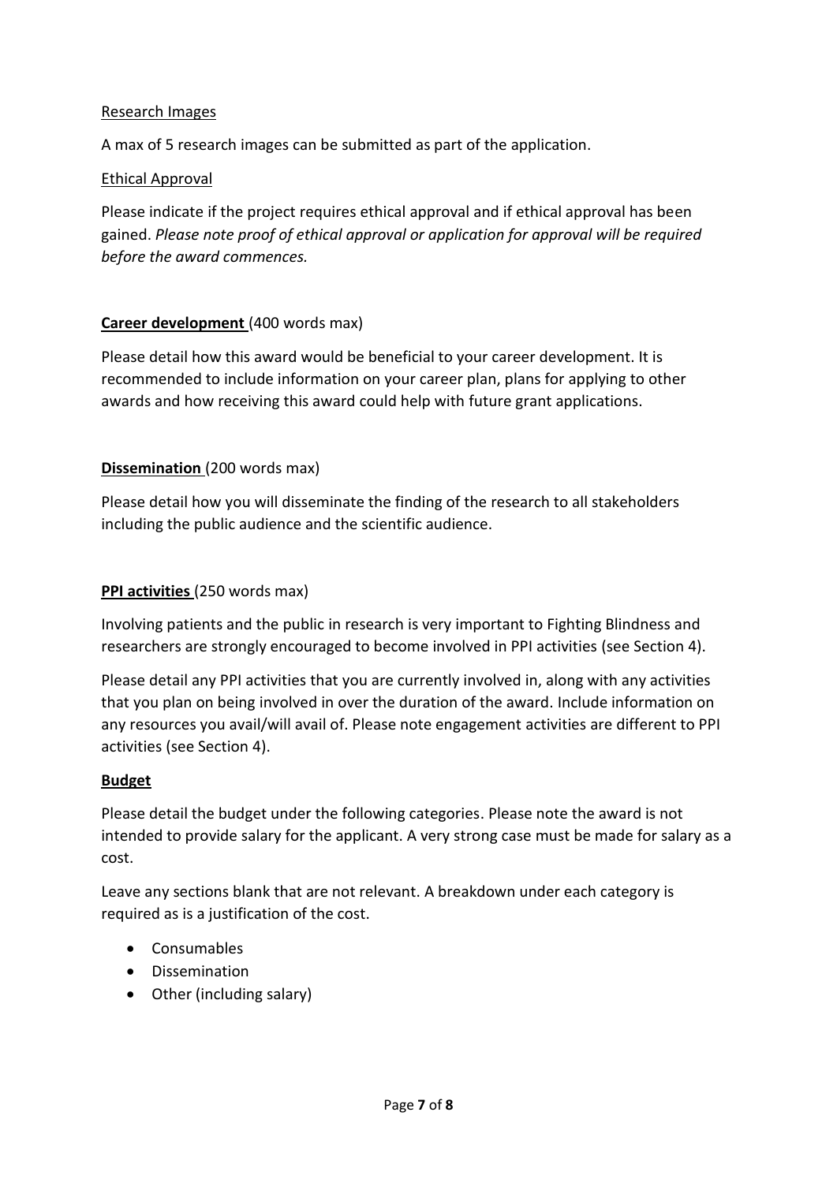Research Images

A max of 5 research images can be submitted as part of the application.

Ethical Approval

Please indicate if the project requires ethical approval and if ethical approval has been gained. *Please note proof of ethical approval or application for approval will be required before the award commences.*

**Career development** (400 words max)

Please detail how this award would be beneficial to your career development. It is recommended to include information on your career plan, plans for applying to other awards and how receiving this award could help with future grant applications.

**Dissemination** (200 words max)

Please detail how you will disseminate the finding of the research to all stakeholders including the public audience and the scientific audience.

**PPI activities** (250 words max)

Involving patients and the public in research is very important to Fighting Blindness and researchers are strongly encouraged to become involved in PPI activities (see Section 4).

Please detail any PPI activities that you are currently involved in, along with any activities that you plan on being involved in over the duration of the award. Include information on any resources you avail/will avail of. Please note engagement activities are different to PPI activities (see Section 4).

**Budget**

Please detail the budget under the following categories. Please note the award is not intended to provide salary for the applicant. A very strong case must be made for salary as a cost.

Leave any sections blank that are not relevant. A breakdown under each category is required as is a justification of the cost.

- Consumables
- Dissemination
- Other (including salary)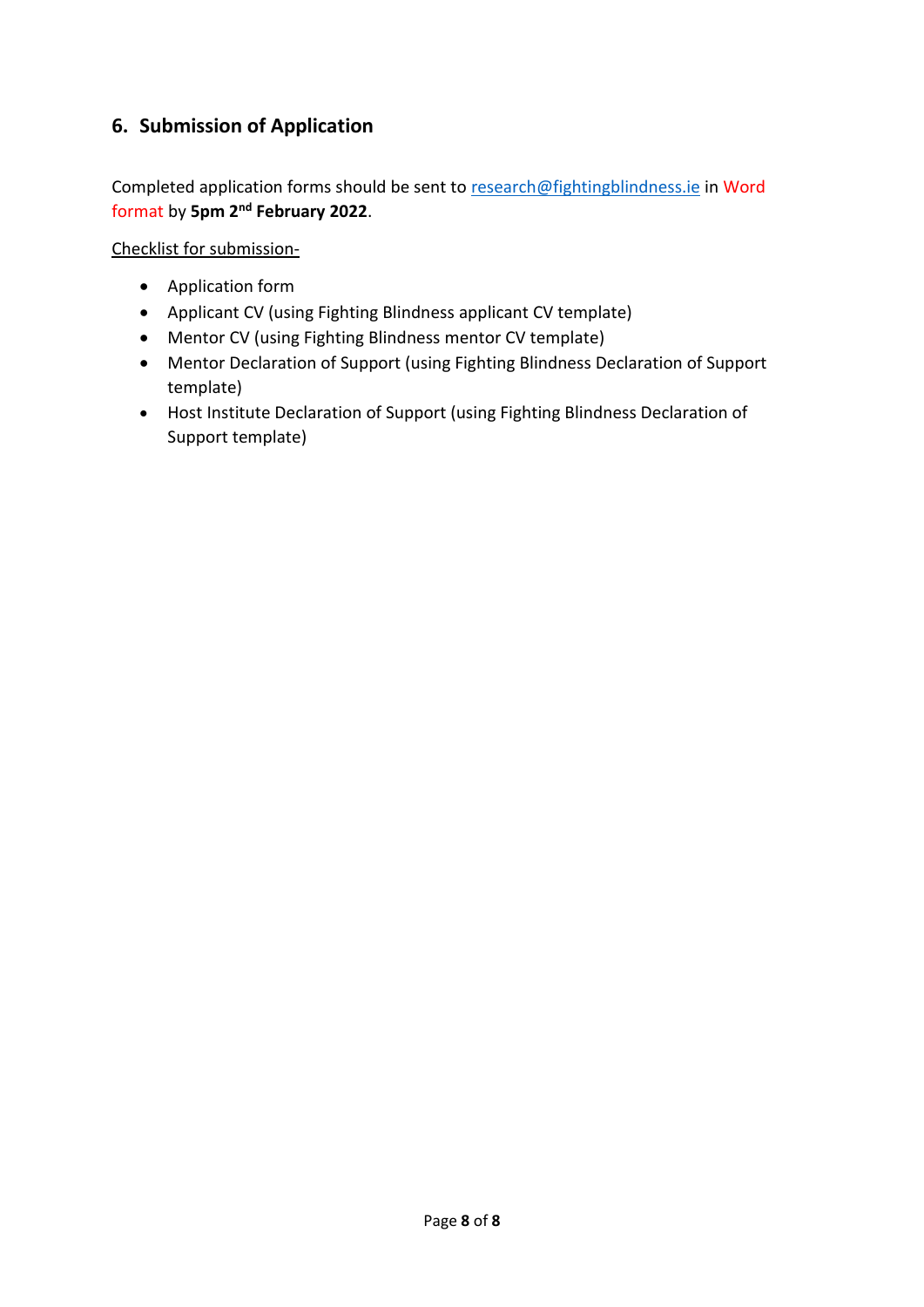## 6. Submission of Application

Completed application forms should be sent to research@fightingblindness.ie in Word format by **5pm 2nd February 2022**.

Checklist for submission-

- Application form
- Applicant CV (using Fighting Blindness applicant CV template)
- Mentor CV (using Fighting Blindness mentor CV template)
- Mentor Declaration of Support (using Fighting Blindness Declaration of Support template)
- Host Institute Declaration of Support (using Fighting Blindness Declaration of Support template)